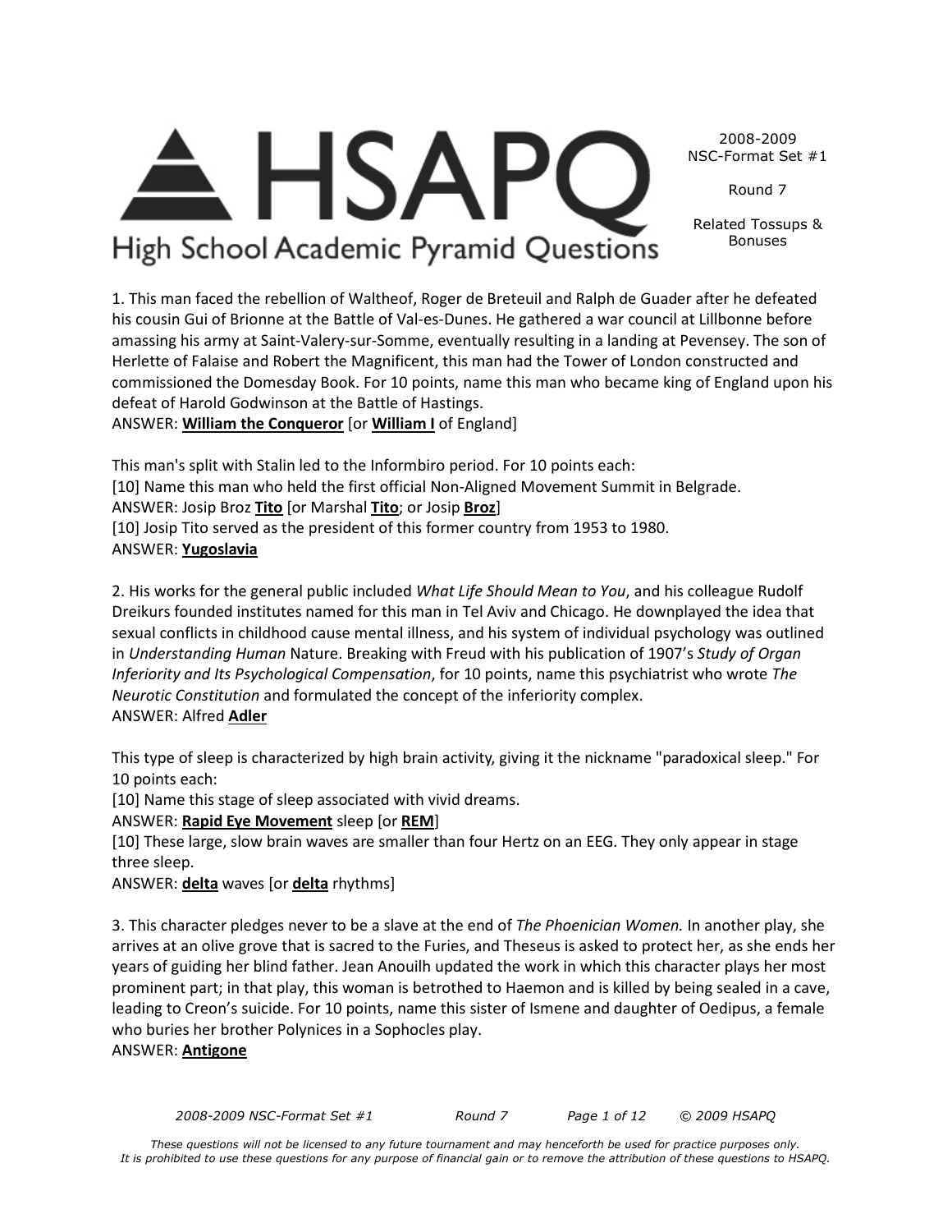# HSAPQ

High School Academic Pyramid Questions

2008-2009 NSC-Format Set #1

Round 7

Related Tossups & Bonuses

1. This man faced the rebellion of Waltheof, Roger de Breteuil and Ralph de Guader after he defeated his cousin Gui of Brionne at the Battle of Val-es-Dunes. He gathered a war council at Lillbonne before amassing his army at Saint-Valery-sur-Somme, eventually resulting in a landing at Pevensey. The son of Herlette of Falaise and Robert the Magnificent, this man had the Tower of London constructed and commissioned the Domesday Book. For 10 points, name this man who became king of England upon his defeat of Harold Godwinson at the Battle of Hastings.
ANSWER: **William the Conqueror** [or **William I** of England]

This man's split with Stalin led to the Informbiro period. For 10 points each:
[10] Name this man who held the first official Non-Aligned Movement Summit in Belgrade.
ANSWER: Josip Broz **Tito** [or Marshal **Tito**; or Josip **Broz**]
[10] Josip Tito served as the president of this former country from 1953 to 1980.
ANSWER: **Yugoslavia**

2. His works for the general public included *What Life Should Mean to You*, and his colleague Rudolf Dreikurs founded institutes named for this man in Tel Aviv and Chicago. He downplayed the idea that sexual conflicts in childhood cause mental illness, and his system of individual psychology was outlined in *Understanding Human* Nature. Breaking with Freud with his publication of 1907's *Study of Organ Inferiority and Its Psychological Compensation*, for 10 points, name this psychiatrist who wrote *The Neurotic Constitution* and formulated the concept of the inferiority complex.
ANSWER: Alfred **Adler**

This type of sleep is characterized by high brain activity, giving it the nickname "paradoxical sleep." For 10 points each:
[10] Name this stage of sleep associated with vivid dreams.
ANSWER: **Rapid Eye Movement** sleep [or **REM**]
[10] These large, slow brain waves are smaller than four Hertz on an EEG. They only appear in stage three sleep.
ANSWER: **delta** waves [or **delta** rhythms]

3. This character pledges never to be a slave at the end of *The Phoenician Women.* In another play, she arrives at an olive grove that is sacred to the Furies, and Theseus is asked to protect her, as she ends her years of guiding her blind father. Jean Anouilh updated the work in which this character plays her most prominent part; in that play, this woman is betrothed to Haemon and is killed by being sealed in a cave, leading to Creon's suicide. For 10 points, name this sister of Ismene and daughter of Oedipus, a female who buries her brother Polynices in a Sophocles play.
ANSWER: **Antigone**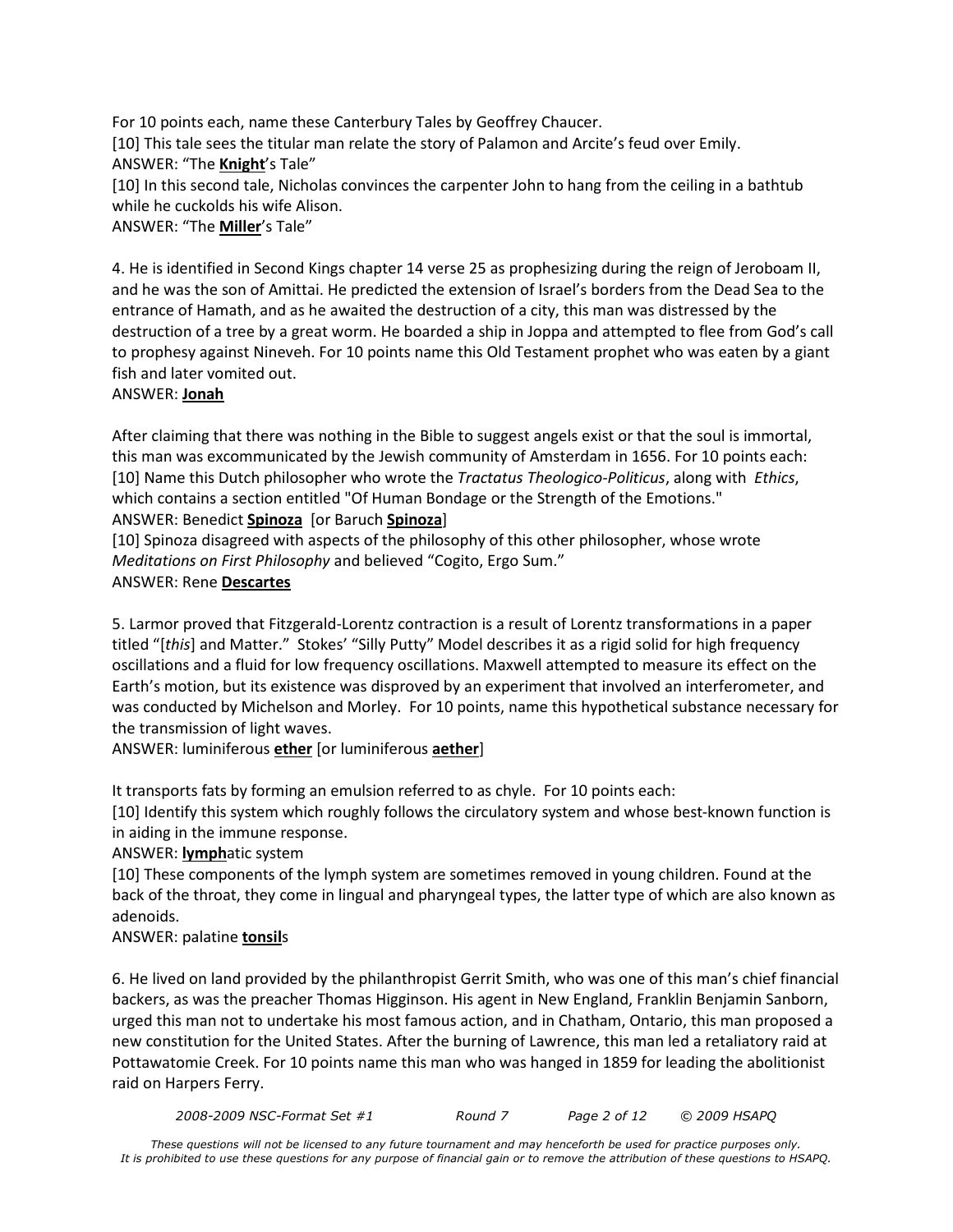For 10 points each, name these Canterbury Tales by Geoffrey Chaucer.

[10] This tale sees the titular man relate the story of Palamon and Arcite's feud over Emily.

ANSWER: "The **Knight**'s Tale"

[10] In this second tale, Nicholas convinces the carpenter John to hang from the ceiling in a bathtub while he cuckolds his wife Alison.

ANSWER: "The **Miller**'s Tale"

4. He is identified in Second Kings chapter 14 verse 25 as prophesizing during the reign of Jeroboam II, and he was the son of Amittai. He predicted the extension of Israel's borders from the Dead Sea to the entrance of Hamath, and as he awaited the destruction of a city, this man was distressed by the destruction of a tree by a great worm. He boarded a ship in Joppa and attempted to flee from God's call to prophesy against Nineveh. For 10 points name this Old Testament prophet who was eaten by a giant fish and later vomited out.

ANSWER: **Jonah**

After claiming that there was nothing in the Bible to suggest angels exist or that the soul is immortal, this man was excommunicated by the Jewish community of Amsterdam in 1656. For 10 points each:

[10] Name this Dutch philosopher who wrote the *Tractatus Theologico-Politicus*, along with *Ethics*, which contains a section entitled "Of Human Bondage or the Strength of the Emotions."

ANSWER: Benedict **Spinoza** [or Baruch **Spinoza**]

[10] Spinoza disagreed with aspects of the philosophy of this other philosopher, whose wrote *Meditations on First Philosophy* and believed "Cogito, Ergo Sum."

ANSWER: Rene **Descartes**

5. Larmor proved that Fitzgerald-Lorentz contraction is a result of Lorentz transformations in a paper titled "[*this*] and Matter." Stokes' "Silly Putty" Model describes it as a rigid solid for high frequency oscillations and a fluid for low frequency oscillations. Maxwell attempted to measure its effect on the Earth's motion, but its existence was disproved by an experiment that involved an interferometer, and was conducted by Michelson and Morley. For 10 points, name this hypothetical substance necessary for the transmission of light waves.

ANSWER: luminiferous **ether** [or luminiferous **aether**]

It transports fats by forming an emulsion referred to as chyle. For 10 points each:

[10] Identify this system which roughly follows the circulatory system and whose best-known function is in aiding in the immune response.

ANSWER: **lymph**atic system

[10] These components of the lymph system are sometimes removed in young children. Found at the back of the throat, they come in lingual and pharyngeal types, the latter type of which are also known as adenoids.

ANSWER: palatine **tonsil**s

6. He lived on land provided by the philanthropist Gerrit Smith, who was one of this man's chief financial backers, as was the preacher Thomas Higginson. His agent in New England, Franklin Benjamin Sanborn, urged this man not to undertake his most famous action, and in Chatham, Ontario, this man proposed a new constitution for the United States. After the burning of Lawrence, this man led a retaliatory raid at Pottawatomie Creek. For 10 points name this man who was hanged in 1859 for leading the abolitionist raid on Harpers Ferry.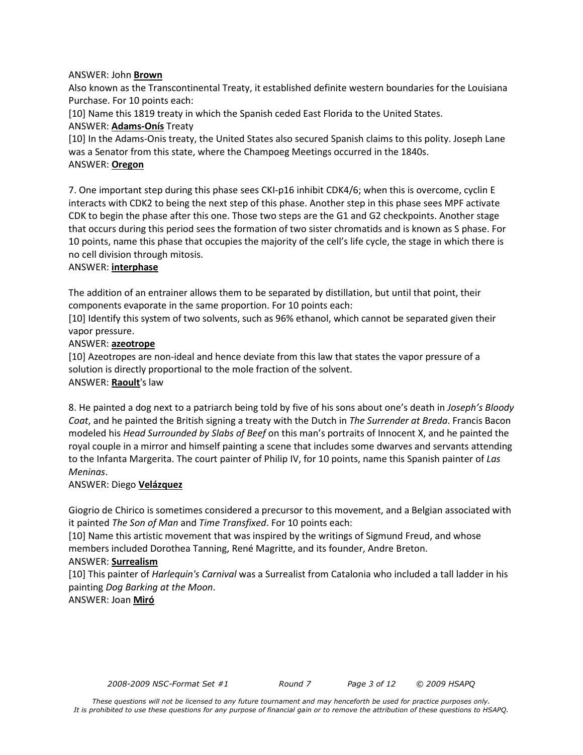ANSWER: John **Brown**

Also known as the Transcontinental Treaty, it established definite western boundaries for the Louisiana Purchase. For 10 points each:

[10] Name this 1819 treaty in which the Spanish ceded East Florida to the United States.

ANSWER: **Adams-Onís** Treaty

[10] In the Adams-Onis treaty, the United States also secured Spanish claims to this polity. Joseph Lane was a Senator from this state, where the Champoeg Meetings occurred in the 1840s.

ANSWER: **Oregon**

7. One important step during this phase sees CKI-p16 inhibit CDK4/6; when this is overcome, cyclin E interacts with CDK2 to being the next step of this phase. Another step in this phase sees MPF activate CDK to begin the phase after this one. Those two steps are the G1 and G2 checkpoints. Another stage that occurs during this period sees the formation of two sister chromatids and is known as S phase. For 10 points, name this phase that occupies the majority of the cell's life cycle, the stage in which there is no cell division through mitosis.

ANSWER: **interphase**

The addition of an entrainer allows them to be separated by distillation, but until that point, their components evaporate in the same proportion. For 10 points each:

[10] Identify this system of two solvents, such as 96% ethanol, which cannot be separated given their vapor pressure.

ANSWER: **azeotrope**

[10] Azeotropes are non-ideal and hence deviate from this law that states the vapor pressure of a solution is directly proportional to the mole fraction of the solvent.

ANSWER: **Raoult**'s law

8. He painted a dog next to a patriarch being told by five of his sons about one's death in *Joseph's Bloody Coat*, and he painted the British signing a treaty with the Dutch in *The Surrender at Breda*. Francis Bacon modeled his *Head Surrounded by Slabs of Beef* on this man's portraits of Innocent X, and he painted the royal couple in a mirror and himself painting a scene that includes some dwarves and servants attending to the Infanta Margerita. The court painter of Philip IV, for 10 points, name this Spanish painter of *Las Meninas*.

ANSWER: Diego **Velázquez**

Giogrio de Chirico is sometimes considered a precursor to this movement, and a Belgian associated with it painted *The Son of Man* and *Time Transfixed*. For 10 points each:

[10] Name this artistic movement that was inspired by the writings of Sigmund Freud, and whose members included Dorothea Tanning, René Magritte, and its founder, Andre Breton.

ANSWER: **Surrealism**

[10] This painter of *Harlequin's Carnival* was a Surrealist from Catalonia who included a tall ladder in his painting *Dog Barking at the Moon*.

ANSWER: Joan **Miró**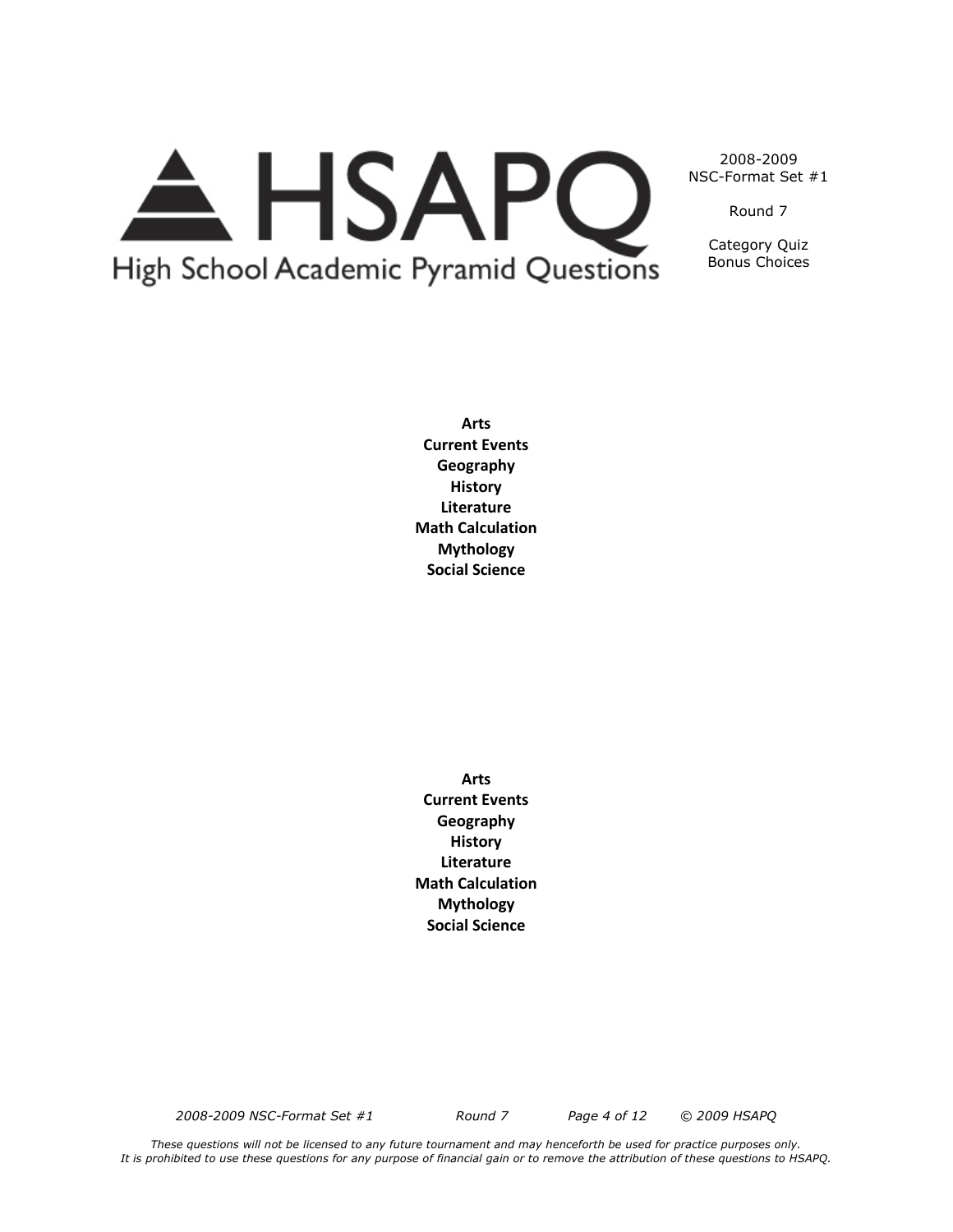**Arts**
**Current Events**
**Geography**
**History**
**Literature**
**Math Calculation**
**Mythology**
**Social Science**

**Arts**
**Current Events**
**Geography**
**History**
**Literature**
**Math Calculation**
**Mythology**
**Social Science**

*These questions will not be licensed to any future tournament and may henceforth be used for practice purposes only.*
*It is prohibited to use these questions for any purpose of financial gain or to remove the attribution of these questions to HSAPQ.*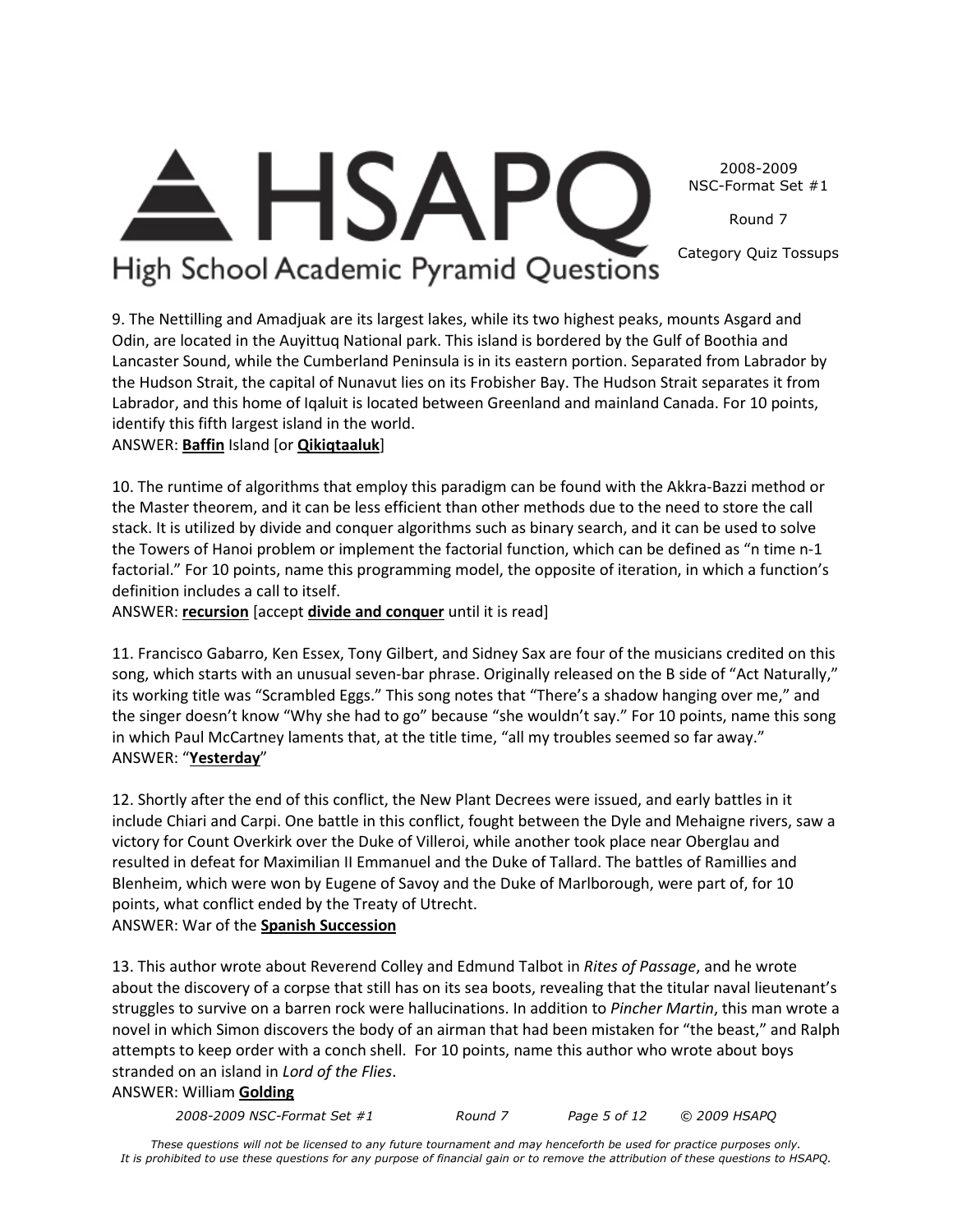9. The Nettilling and Amadjuak are its largest lakes, while its two highest peaks, mounts Asgard and Odin, are located in the Auyittuq National park. This island is bordered by the Gulf of Boothia and Lancaster Sound, while the Cumberland Peninsula is in its eastern portion. Separated from Labrador by the Hudson Strait, the capital of Nunavut lies on its Frobisher Bay. The Hudson Strait separates it from Labrador, and this home of Iqaluit is located between Greenland and mainland Canada. For 10 points, identify this fifth largest island in the world.

ANSWER: **Baffin** Island [or **Qikiqtaaluk**]

10. The runtime of algorithms that employ this paradigm can be found with the Akkra-Bazzi method or the Master theorem, and it can be less efficient than other methods due to the need to store the call stack. It is utilized by divide and conquer algorithms such as binary search, and it can be used to solve the Towers of Hanoi problem or implement the factorial function, which can be defined as "n time n-1 factorial." For 10 points, name this programming model, the opposite of iteration, in which a function's definition includes a call to itself.

ANSWER: **recursion** [accept **divide and conquer** until it is read]

11. Francisco Gabarro, Ken Essex, Tony Gilbert, and Sidney Sax are four of the musicians credited on this song, which starts with an unusual seven-bar phrase. Originally released on the B side of "Act Naturally," its working title was "Scrambled Eggs." This song notes that "There's a shadow hanging over me," and the singer doesn't know "Why she had to go" because "she wouldn't say." For 10 points, name this song in which Paul McCartney laments that, at the title time, "all my troubles seemed so far away."

ANSWER: "**Yesterday**"

12. Shortly after the end of this conflict, the New Plant Decrees were issued, and early battles in it include Chiari and Carpi. One battle in this conflict, fought between the Dyle and Mehaigne rivers, saw a victory for Count Overkirk over the Duke of Villeroi, while another took place near Oberglau and resulted in defeat for Maximilian II Emmanuel and the Duke of Tallard. The battles of Ramillies and Blenheim, which were won by Eugene of Savoy and the Duke of Marlborough, were part of, for 10 points, what conflict ended by the Treaty of Utrecht.

ANSWER: War of the **Spanish Succession**

13. This author wrote about Reverend Colley and Edmund Talbot in *Rites of Passage*, and he wrote about the discovery of a corpse that still has on its sea boots, revealing that the titular naval lieutenant's struggles to survive on a barren rock were hallucinations. In addition to *Pincher Martin*, this man wrote a novel in which Simon discovers the body of an airman that had been mistaken for "the beast," and Ralph attempts to keep order with a conch shell. For 10 points, name this author who wrote about boys stranded on an island in *Lord of the Flies*.

ANSWER: William **Golding**

*These questions will not be licensed to any future tournament and may henceforth be used for practice purposes only. It is prohibited to use these questions for any purpose of financial gain or to remove the attribution of these questions to HSAPQ.*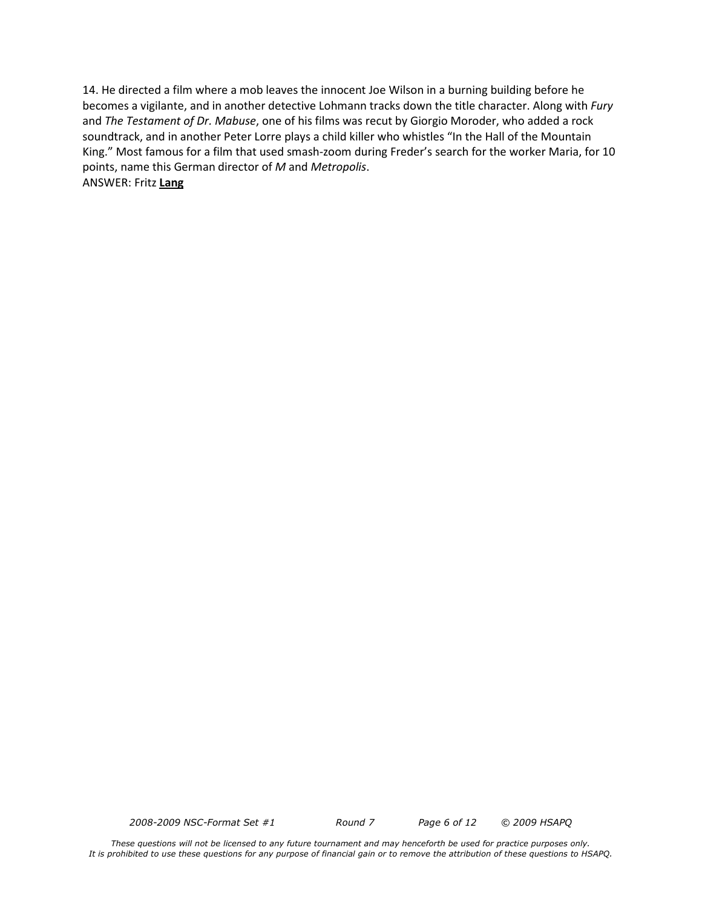14. He directed a film where a mob leaves the innocent Joe Wilson in a burning building before he becomes a vigilante, and in another detective Lohmann tracks down the title character. Along with *Fury* and *The Testament of Dr. Mabuse*, one of his films was recut by Giorgio Moroder, who added a rock soundtrack, and in another Peter Lorre plays a child killer who whistles "In the Hall of the Mountain King." Most famous for a film that used smash-zoom during Freder's search for the worker Maria, for 10 points, name this German director of *M* and *Metropolis*.
ANSWER: Fritz **Lang**

*These questions will not be licensed to any future tournament and may henceforth be used for practice purposes only. It is prohibited to use these questions for any purpose of financial gain or to remove the attribution of these questions to HSAPQ.*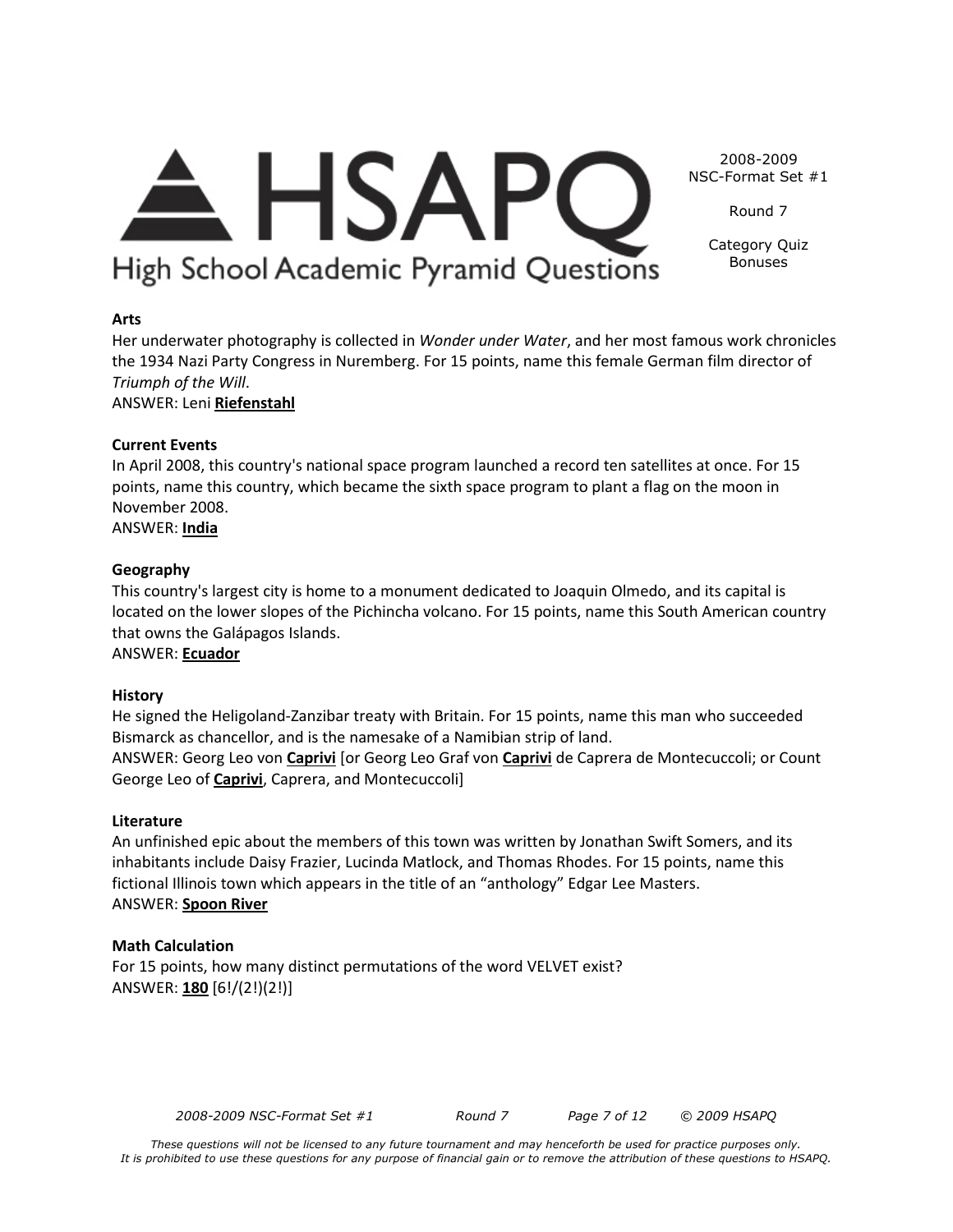**Arts**

Her underwater photography is collected in *Wonder under Water*, and her most famous work chronicles the 1934 Nazi Party Congress in Nuremberg. For 15 points, name this female German film director of *Triumph of the Will*.

ANSWER: Leni **Riefenstahl**

**Current Events**

In April 2008, this country's national space program launched a record ten satellites at once. For 15 points, name this country, which became the sixth space program to plant a flag on the moon in November 2008.

ANSWER: **India**

**Geography**

This country's largest city is home to a monument dedicated to Joaquin Olmedo, and its capital is located on the lower slopes of the Pichincha volcano. For 15 points, name this South American country that owns the Galápagos Islands.

ANSWER: **Ecuador**

**History**

He signed the Heligoland-Zanzibar treaty with Britain. For 15 points, name this man who succeeded Bismarck as chancellor, and is the namesake of a Namibian strip of land.

ANSWER: Georg Leo von **Caprivi** [or Georg Leo Graf von **Caprivi** de Caprera de Montecuccoli; or Count George Leo of **Caprivi**, Caprera, and Montecuccoli]

**Literature**

An unfinished epic about the members of this town was written by Jonathan Swift Somers, and its inhabitants include Daisy Frazier, Lucinda Matlock, and Thomas Rhodes. For 15 points, name this fictional Illinois town which appears in the title of an "anthology" Edgar Lee Masters.

ANSWER: **Spoon River**

**Math Calculation**

For 15 points, how many distinct permutations of the word VELVET exist?

ANSWER: **180** [$6!/(2!)(2!)$]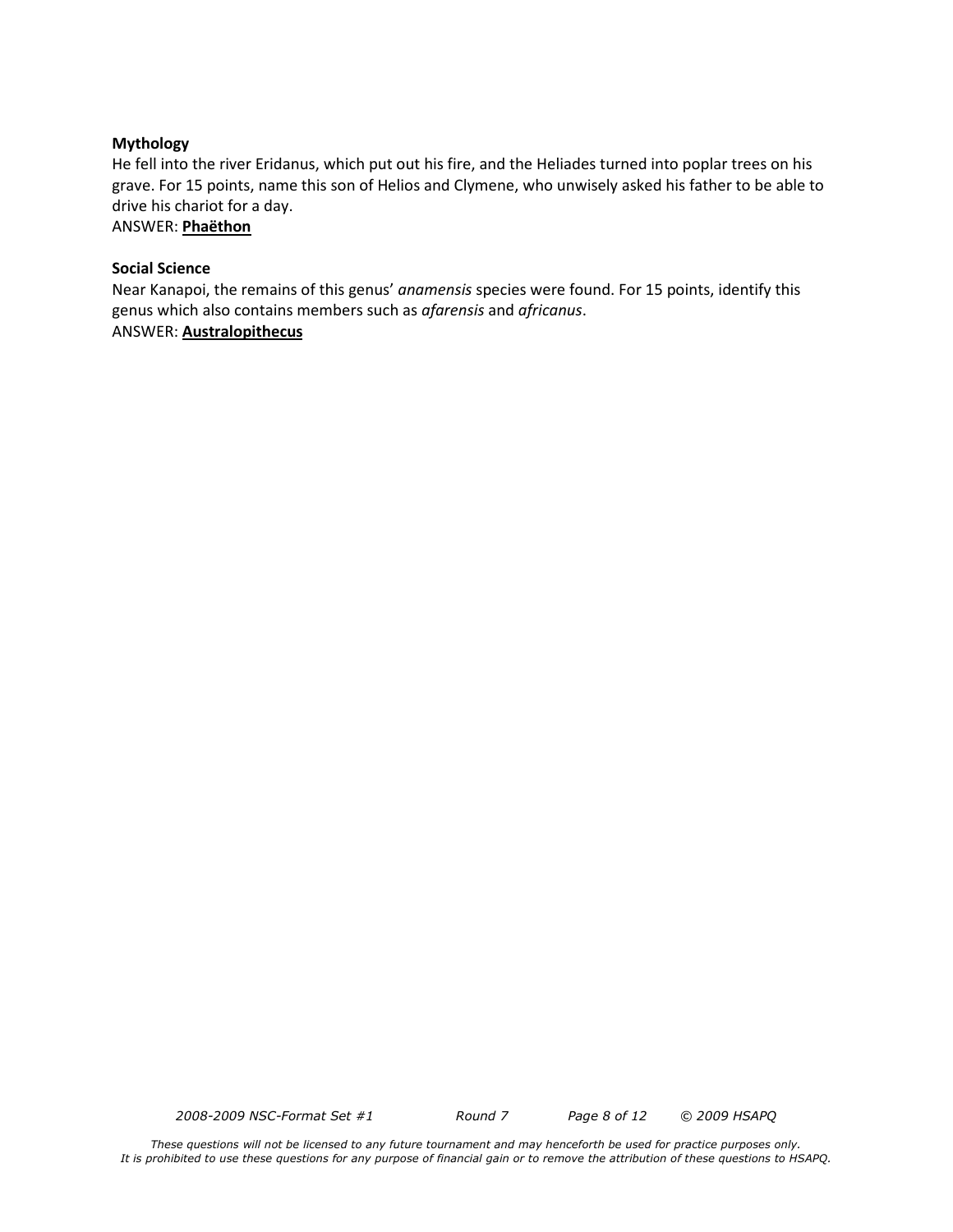**Mythology**

He fell into the river Eridanus, which put out his fire, and the Heliades turned into poplar trees on his grave. For 15 points, name this son of Helios and Clymene, who unwisely asked his father to be able to drive his chariot for a day.

ANSWER: **Phaëthon**

**Social Science**

Near Kanapoi, the remains of this genus' *anamensis* species were found. For 15 points, identify this genus which also contains members such as *afarensis* and *africanus*.

ANSWER: **Australopithecus**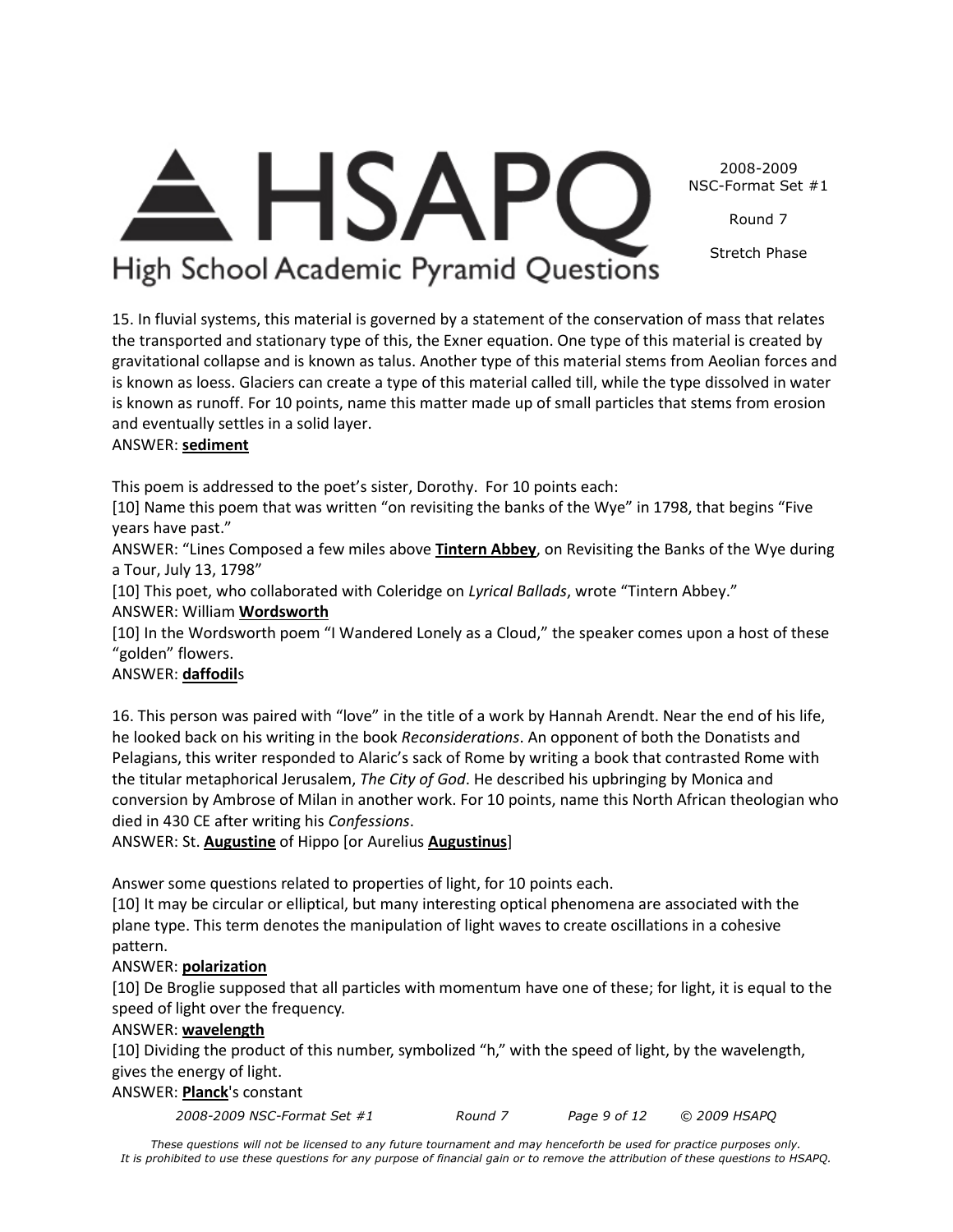15. In fluvial systems, this material is governed by a statement of the conservation of mass that relates the transported and stationary type of this, the Exner equation. One type of this material is created by gravitational collapse and is known as talus. Another type of this material stems from Aeolian forces and is known as loess. Glaciers can create a type of this material called till, while the type dissolved in water is known as runoff. For 10 points, name this matter made up of small particles that stems from erosion and eventually settles in a solid layer.

ANSWER: **<u>sediment</u>**

This poem is addressed to the poet's sister, Dorothy. For 10 points each:

[10] Name this poem that was written "on revisiting the banks of the Wye" in 1798, that begins "Five years have past."

ANSWER: "Lines Composed a few miles above **<u>Tintern Abbey</u>**, on Revisiting the Banks of the Wye during a Tour, July 13, 1798"

[10] This poet, who collaborated with Coleridge on *Lyrical Ballads*, wrote "Tintern Abbey."

ANSWER: William **<u>Wordsworth</u>**

[10] In the Wordsworth poem "I Wandered Lonely as a Cloud," the speaker comes upon a host of these "golden" flowers.

ANSWER: **<u>daffodil</u>**s

16. This person was paired with "love" in the title of a work by Hannah Arendt. Near the end of his life, he looked back on his writing in the book *Reconsiderations*. An opponent of both the Donatists and Pelagians, this writer responded to Alaric's sack of Rome by writing a book that contrasted Rome with the titular metaphorical Jerusalem, *The City of God*. He described his upbringing by Monica and conversion by Ambrose of Milan in another work. For 10 points, name this North African theologian who died in 430 CE after writing his *Confessions*.

ANSWER: St. **<u>Augustine</u>** of Hippo [or Aurelius **<u>Augustinus</u>**]

Answer some questions related to properties of light, for 10 points each.

[10] It may be circular or elliptical, but many interesting optical phenomena are associated with the plane type. This term denotes the manipulation of light waves to create oscillations in a cohesive pattern.

ANSWER: **<u>polarization</u>**

[10] De Broglie supposed that all particles with momentum have one of these; for light, it is equal to the speed of light over the frequency.

ANSWER: **<u>wavelength</u>**

[10] Dividing the product of this number, symbolized "h," with the speed of light, by the wavelength, gives the energy of light.

ANSWER: **<u>Planck</u>**'s constant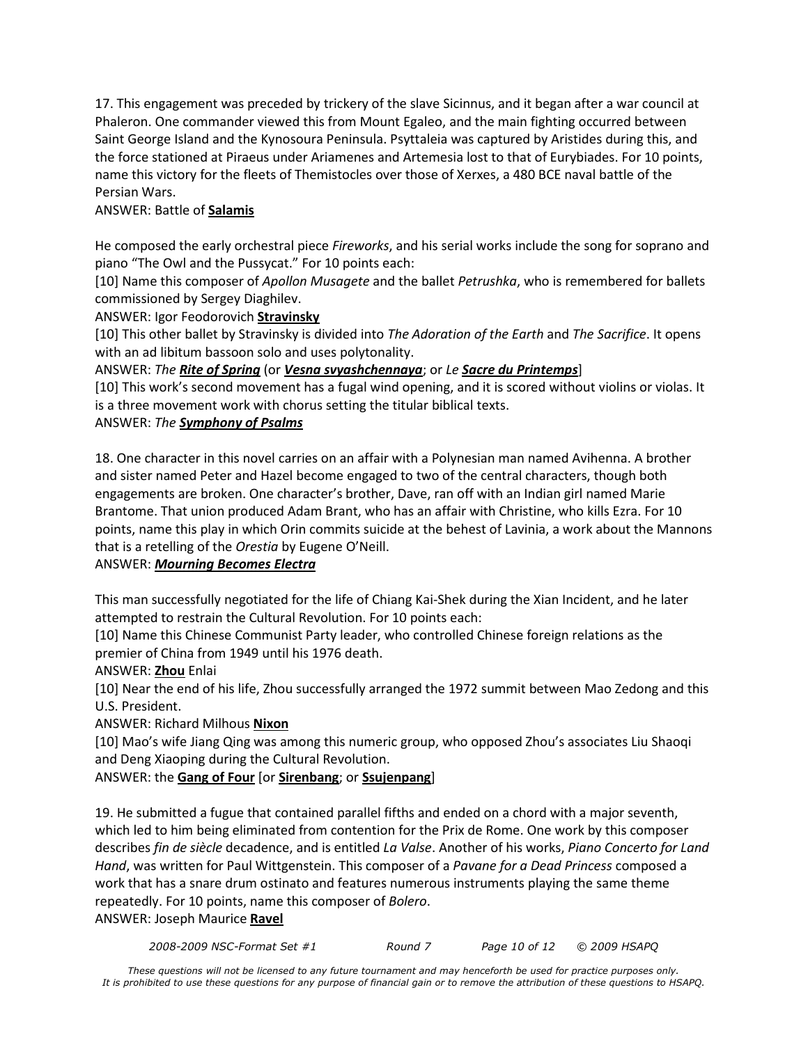17. This engagement was preceded by trickery of the slave Sicinnus, and it began after a war council at Phaleron. One commander viewed this from Mount Egaleo, and the main fighting occurred between Saint George Island and the Kynosoura Peninsula. Psyttaleia was captured by Aristides during this, and the force stationed at Piraeus under Ariamenes and Artemesia lost to that of Eurybiades. For 10 points, name this victory for the fleets of Themistocles over those of Xerxes, a 480 BCE naval battle of the Persian Wars.

ANSWER: Battle of **Salamis**

He composed the early orchestral piece *Fireworks*, and his serial works include the song for soprano and piano "The Owl and the Pussycat." For 10 points each:

[10] Name this composer of *Apollon Musagete* and the ballet *Petrushka*, who is remembered for ballets commissioned by Sergey Diaghilev.

ANSWER: Igor Feodorovich **Stravinsky**

[10] This other ballet by Stravinsky is divided into *The Adoration of the Earth* and *The Sacrifice*. It opens with an ad libitum bassoon solo and uses polytonality.

ANSWER: *The **Rite of Spring*** (or ***Vesna svyashchennaya***; or *Le **Sacre du Printemps***]

[10] This work's second movement has a fugal wind opening, and it is scored without violins or violas. It is a three movement work with chorus setting the titular biblical texts.

ANSWER: *The **Symphony of Psalms***

18. One character in this novel carries on an affair with a Polynesian man named Avihenna. A brother and sister named Peter and Hazel become engaged to two of the central characters, though both engagements are broken. One character's brother, Dave, ran off with an Indian girl named Marie Brantome. That union produced Adam Brant, who has an affair with Christine, who kills Ezra. For 10 points, name this play in which Orin commits suicide at the behest of Lavinia, a work about the Mannons that is a retelling of the *Orestia* by Eugene O'Neill.

ANSWER: ***Mourning Becomes Electra***

This man successfully negotiated for the life of Chiang Kai-Shek during the Xian Incident, and he later attempted to restrain the Cultural Revolution. For 10 points each:

[10] Name this Chinese Communist Party leader, who controlled Chinese foreign relations as the premier of China from 1949 until his 1976 death.

ANSWER: **Zhou** Enlai

[10] Near the end of his life, Zhou successfully arranged the 1972 summit between Mao Zedong and this U.S. President.

ANSWER: Richard Milhous **Nixon**

[10] Mao's wife Jiang Qing was among this numeric group, who opposed Zhou's associates Liu Shaoqi and Deng Xiaoping during the Cultural Revolution.

ANSWER: the **Gang of Four** [or **Sirenbang**; or **Ssujenpang**]

19. He submitted a fugue that contained parallel fifths and ended on a chord with a major seventh, which led to him being eliminated from contention for the Prix de Rome. One work by this composer describes *fin de siècle* decadence, and is entitled *La Valse*. Another of his works, *Piano Concerto for Land Hand*, was written for Paul Wittgenstein. This composer of a *Pavane for a Dead Princess* composed a work that has a snare drum ostinato and features numerous instruments playing the same theme repeatedly. For 10 points, name this composer of *Bolero*.

ANSWER: Joseph Maurice **Ravel**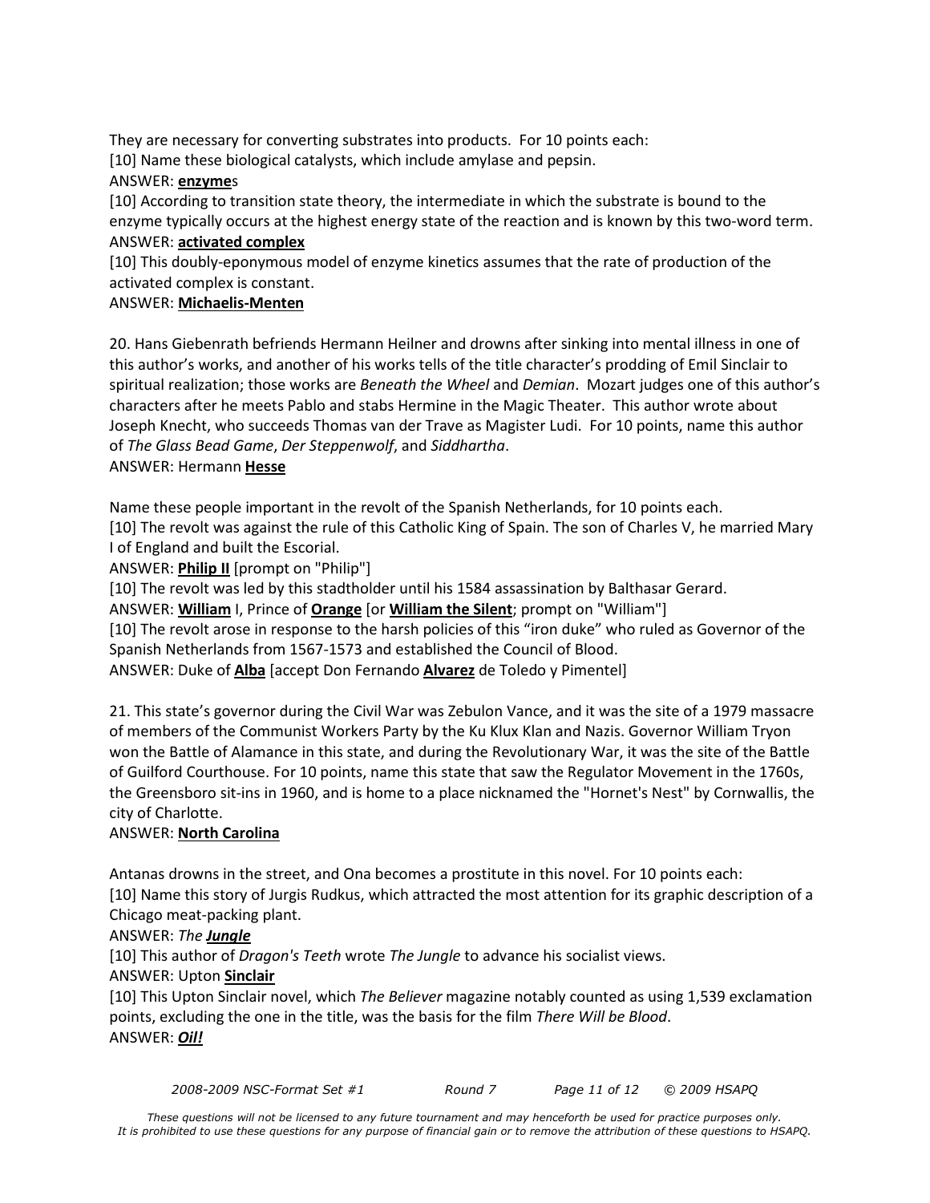They are necessary for converting substrates into products. For 10 points each:

[10] Name these biological catalysts, which include amylase and pepsin.

ANSWER: **enzyme**s

[10] According to transition state theory, the intermediate in which the substrate is bound to the enzyme typically occurs at the highest energy state of the reaction and is known by this two-word term.

ANSWER: **activated complex**

[10] This doubly-eponymous model of enzyme kinetics assumes that the rate of production of the activated complex is constant.

ANSWER: **Michaelis-Menten**

20. Hans Giebenrath befriends Hermann Heilner and drowns after sinking into mental illness in one of this author's works, and another of his works tells of the title character's prodding of Emil Sinclair to spiritual realization; those works are *Beneath the Wheel* and *Demian*. Mozart judges one of this author's characters after he meets Pablo and stabs Hermine in the Magic Theater. This author wrote about Joseph Knecht, who succeeds Thomas van der Trave as Magister Ludi. For 10 points, name this author of *The Glass Bead Game*, *Der Steppenwolf*, and *Siddhartha*.

ANSWER: Hermann **Hesse**

Name these people important in the revolt of the Spanish Netherlands, for 10 points each.

[10] The revolt was against the rule of this Catholic King of Spain. The son of Charles V, he married Mary I of England and built the Escorial.

ANSWER: **Philip II** [prompt on "Philip"]

[10] The revolt was led by this stadtholder until his 1584 assassination by Balthasar Gerard.

ANSWER: **William** I, Prince of **Orange** [or **William the Silent**; prompt on "William"]

[10] The revolt arose in response to the harsh policies of this "iron duke" who ruled as Governor of the Spanish Netherlands from 1567-1573 and established the Council of Blood.

ANSWER: Duke of **Alba** [accept Don Fernando **Alvarez** de Toledo y Pimentel]

21. This state's governor during the Civil War was Zebulon Vance, and it was the site of a 1979 massacre of members of the Communist Workers Party by the Ku Klux Klan and Nazis. Governor William Tryon won the Battle of Alamance in this state, and during the Revolutionary War, it was the site of the Battle of Guilford Courthouse. For 10 points, name this state that saw the Regulator Movement in the 1760s, the Greensboro sit-ins in 1960, and is home to a place nicknamed the "Hornet's Nest" by Cornwallis, the city of Charlotte.

ANSWER: **North Carolina**

Antanas drowns in the street, and Ona becomes a prostitute in this novel. For 10 points each:

[10] Name this story of Jurgis Rudkus, which attracted the most attention for its graphic description of a Chicago meat-packing plant.

ANSWER: *The **Jungle***

[10] This author of *Dragon's Teeth* wrote *The Jungle* to advance his socialist views.

ANSWER: Upton **Sinclair**

[10] This Upton Sinclair novel, which *The Believer* magazine notably counted as using 1,539 exclamation points, excluding the one in the title, was the basis for the film *There Will be Blood*.

ANSWER: ***Oil!***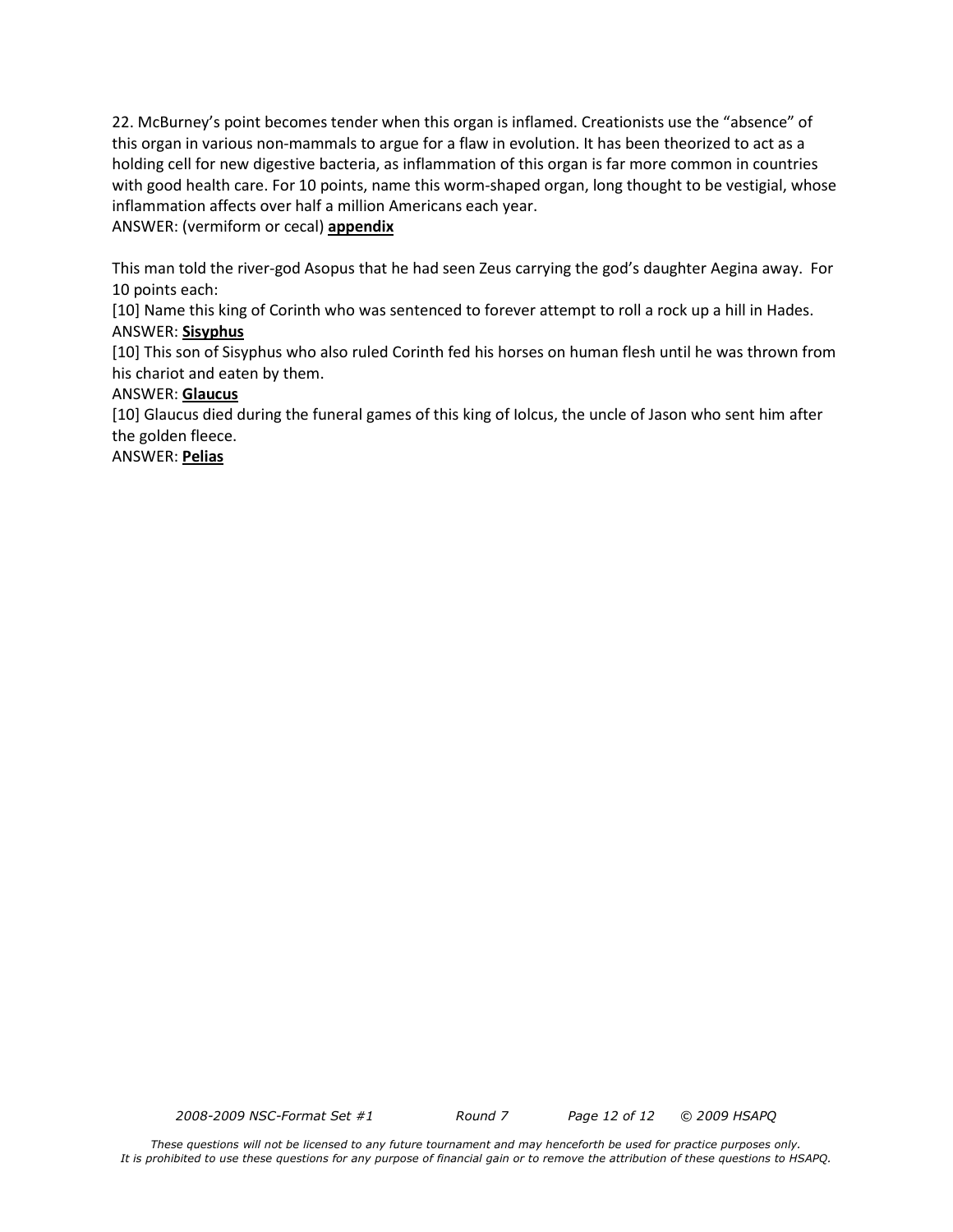22. McBurney's point becomes tender when this organ is inflamed. Creationists use the "absence" of this organ in various non-mammals to argue for a flaw in evolution. It has been theorized to act as a holding cell for new digestive bacteria, as inflammation of this organ is far more common in countries with good health care. For 10 points, name this worm-shaped organ, long thought to be vestigial, whose inflammation affects over half a million Americans each year.
ANSWER: (vermiform or cecal) **appendix**

This man told the river-god Asopus that he had seen Zeus carrying the god's daughter Aegina away. For 10 points each:
[10] Name this king of Corinth who was sentenced to forever attempt to roll a rock up a hill in Hades.
ANSWER: **Sisyphus**
[10] This son of Sisyphus who also ruled Corinth fed his horses on human flesh until he was thrown from his chariot and eaten by them.
ANSWER: **Glaucus**
[10] Glaucus died during the funeral games of this king of Iolcus, the uncle of Jason who sent him after the golden fleece.
ANSWER: **Pelias**

*These questions will not be licensed to any future tournament and may henceforth be used for practice purposes only. It is prohibited to use these questions for any purpose of financial gain or to remove the attribution of these questions to HSAPQ.*